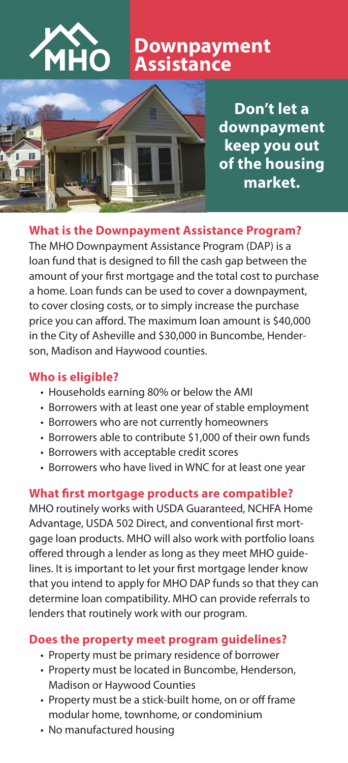MHO

# Downpayment Assistance

**Don't let a downpayment keep you out of the housing market.**

## What is the Downpayment Assistance Program?

The MHO Downpayment Assistance Program (DAP) is a loan fund that is designed to fill the cash gap between the amount of your first mortgage and the total cost to purchase a home. Loan funds can be used to cover a downpayment, to cover closing costs, or to simply increase the purchase price you can afford. The maximum loan amount is $40,000 in the City of Asheville and $30,000 in Buncombe, Henderson, Madison and Haywood counties.

## Who is eligible?

- Households earning 80% or below the AMI
- Borrowers with at least one year of stable employment
- Borrowers who are not currently homeowners
- Borrowers able to contribute $1,000 of their own funds
- Borrowers with acceptable credit scores
- Borrowers who have lived in WNC for at least one year

## What first mortgage products are compatible?

MHO routinely works with USDA Guaranteed, NCHFA Home Advantage, USDA 502 Direct, and conventional first mortgage loan products. MHO will also work with portfolio loans offered through a lender as long as they meet MHO guidelines. It is important to let your first mortgage lender know that you intend to apply for MHO DAP funds so that they can determine loan compatibility. MHO can provide referrals to lenders that routinely work with our program.

## Does the property meet program guidelines?

- Property must be primary residence of borrower
- Property must be located in Buncombe, Henderson, Madison or Haywood Counties
- Property must be a stick-built home, on or off frame modular home, townhome, or condominium
- No manufactured housing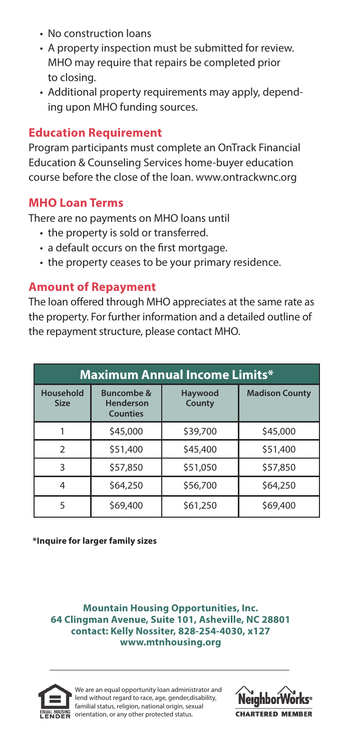- No construction loans
- A property inspection must be submitted for review. MHO may require that repairs be completed prior to closing.
- Additional property requirements may apply, depending upon MHO funding sources.

## Education Requirement

Program participants must complete an OnTrack Financial Education & Counseling Services home-buyer education course before the close of the loan. www.ontrackwnc.org

## MHO Loan Terms

There are no payments on MHO loans until

- the property is sold or transferred.
- a default occurs on the first mortgage.
- the property ceases to be your primary residence.

## Amount of Repayment

The loan offered through MHO appreciates at the same rate as the property. For further information and a detailed outline of the repayment structure, please contact MHO.

| Maximum Annual Income Limits* | | | |
|---|---|---|---|
| Household Size | Buncombe & Henderson Counties | Haywood County | Madison County |
| 1 | $45,000 | $39,700 | $45,000 |
| 2 | $51,400 | $45,400 | $51,400 |
| 3 | $57,850 | $51,050 | $57,850 |
| 4 | $64,250 | $56,700 | $64,250 |
| 5 | $69,400 | $61,250 | $69,400 |

**\*Inquire for larger family sizes**

**Mountain Housing Opportunities, Inc.**
**64 Clingman Avenue, Suite 101, Asheville, NC 28801**
**contact: Kelly Nossiter, 828-254-4030, x127**
**www.mtnhousing.org**

EQUAL HOUSING LENDER

We are an equal opportunity loan administrator and lend without regard to race, age, gender,disability, familial status, religion, national origin, sexual orientation, or any other protected status.

NeighborWorks® CHARTERED MEMBER